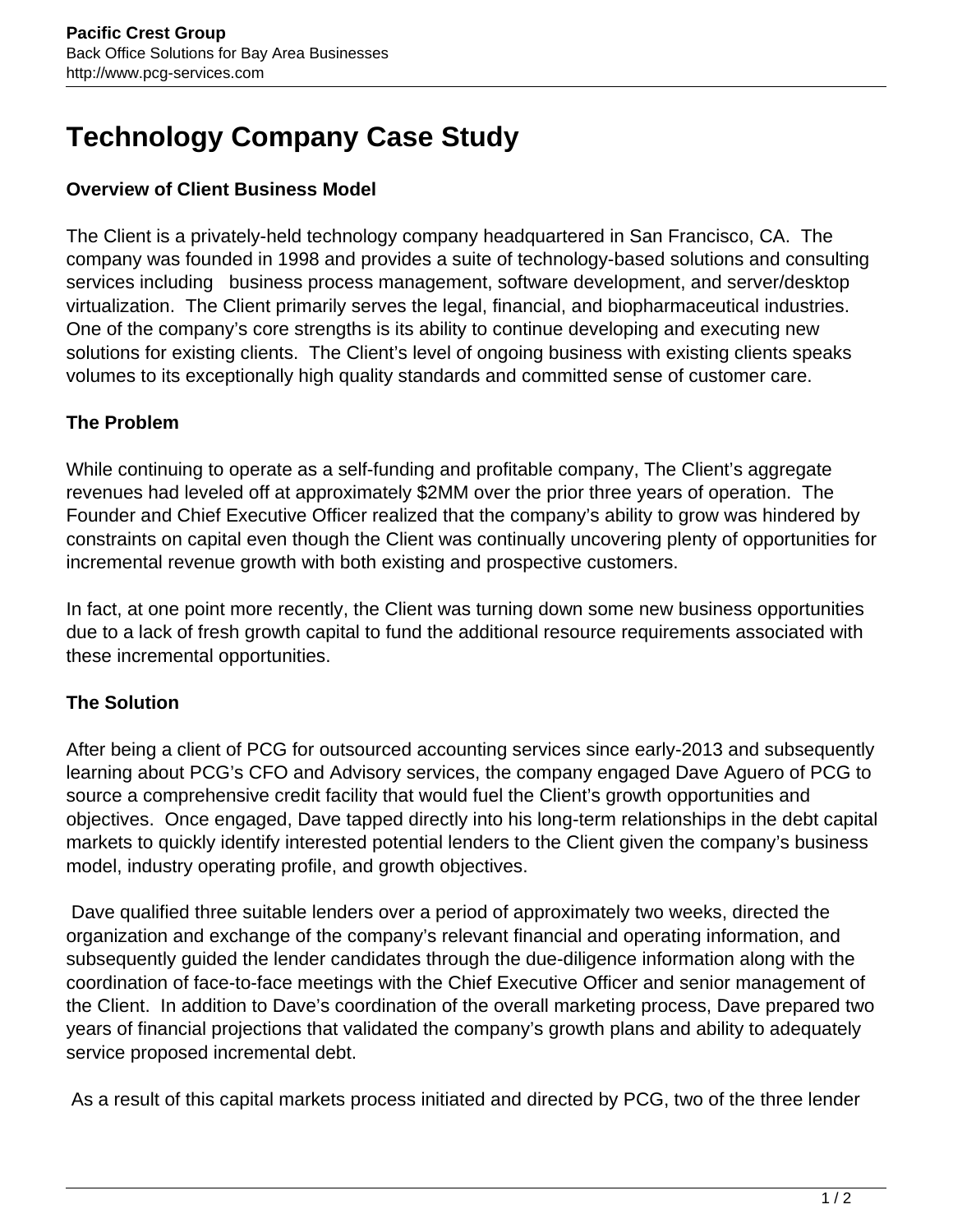Pacific Crest Group
Back Office Solutions for Bay Area Businesses
http://www.pcg-services.com

# Technology Company Case Study

### Overview of Client Business Model

The Client is a privately-held technology company headquartered in San Francisco, CA. The company was founded in 1998 and provides a suite of technology-based solutions and consulting services including business process management, software development, and server/desktop virtualization. The Client primarily serves the legal, financial, and biopharmaceutical industries. One of the company's core strengths is its ability to continue developing and executing new solutions for existing clients. The Client's level of ongoing business with existing clients speaks volumes to its exceptionally high quality standards and committed sense of customer care.

### The Problem

While continuing to operate as a self-funding and profitable company, The Client's aggregate revenues had leveled off at approximately $2MM over the prior three years of operation. The Founder and Chief Executive Officer realized that the company's ability to grow was hindered by constraints on capital even though the Client was continually uncovering plenty of opportunities for incremental revenue growth with both existing and prospective customers.

In fact, at one point more recently, the Client was turning down some new business opportunities due to a lack of fresh growth capital to fund the additional resource requirements associated with these incremental opportunities.

### The Solution

After being a client of PCG for outsourced accounting services since early-2013 and subsequently learning about PCG's CFO and Advisory services, the company engaged Dave Aguero of PCG to source a comprehensive credit facility that would fuel the Client's growth opportunities and objectives. Once engaged, Dave tapped directly into his long-term relationships in the debt capital markets to quickly identify interested potential lenders to the Client given the company's business model, industry operating profile, and growth objectives.

Dave qualified three suitable lenders over a period of approximately two weeks, directed the organization and exchange of the company's relevant financial and operating information, and subsequently guided the lender candidates through the due-diligence information along with the coordination of face-to-face meetings with the Chief Executive Officer and senior management of the Client. In addition to Dave's coordination of the overall marketing process, Dave prepared two years of financial projections that validated the company's growth plans and ability to adequately service proposed incremental debt.

As a result of this capital markets process initiated and directed by PCG, two of the three lender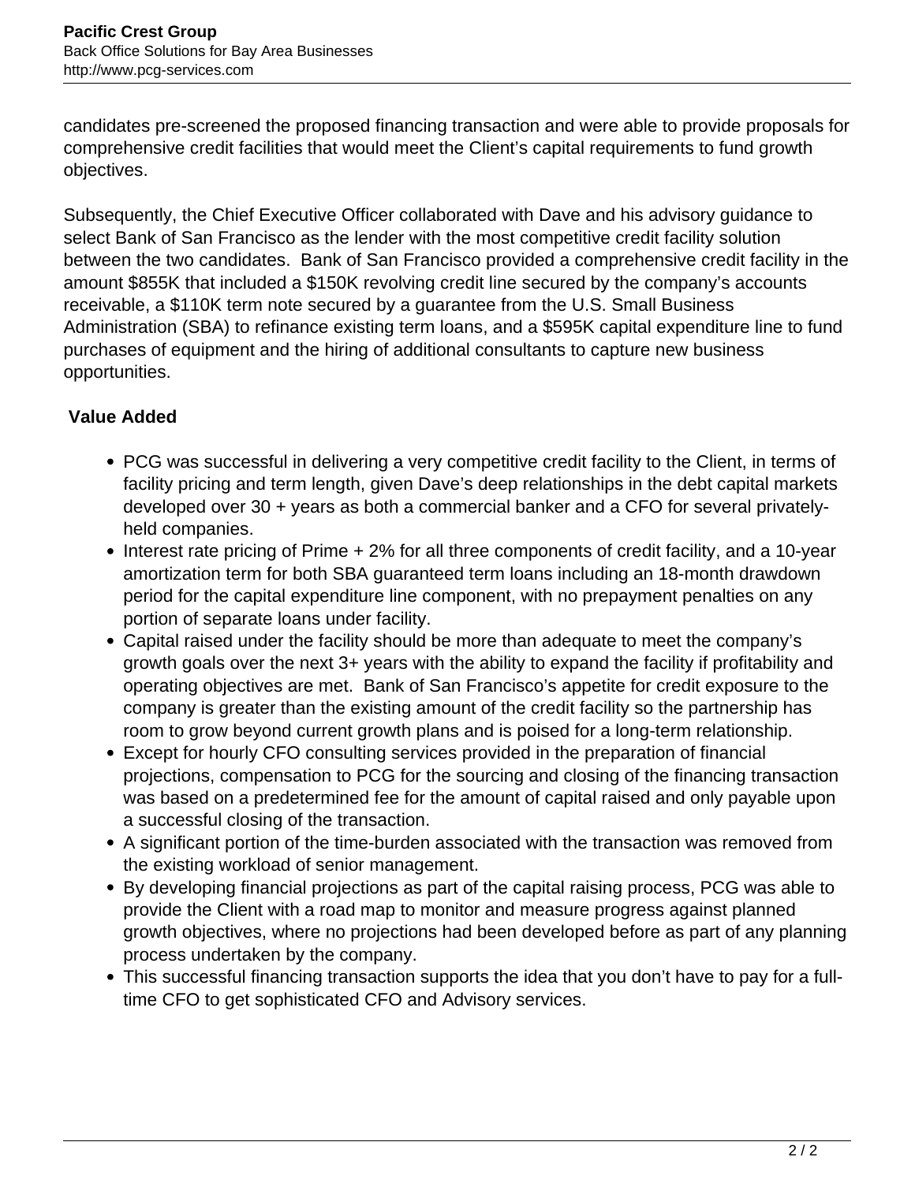candidates pre-screened the proposed financing transaction and were able to provide proposals for comprehensive credit facilities that would meet the Client's capital requirements to fund growth objectives.

Subsequently, the Chief Executive Officer collaborated with Dave and his advisory guidance to select Bank of San Francisco as the lender with the most competitive credit facility solution between the two candidates. Bank of San Francisco provided a comprehensive credit facility in the amount $855K that included a $150K revolving credit line secured by the company's accounts receivable, a $110K term note secured by a guarantee from the U.S. Small Business Administration (SBA) to refinance existing term loans, and a $595K capital expenditure line to fund purchases of equipment and the hiring of additional consultants to capture new business opportunities.

**Value Added**

- PCG was successful in delivering a very competitive credit facility to the Client, in terms of facility pricing and term length, given Dave's deep relationships in the debt capital markets developed over 30 + years as both a commercial banker and a CFO for several privately-held companies.
- Interest rate pricing of Prime + 2% for all three components of credit facility, and a 10-year amortization term for both SBA guaranteed term loans including an 18-month drawdown period for the capital expenditure line component, with no prepayment penalties on any portion of separate loans under facility.
- Capital raised under the facility should be more than adequate to meet the company's growth goals over the next 3+ years with the ability to expand the facility if profitability and operating objectives are met. Bank of San Francisco's appetite for credit exposure to the company is greater than the existing amount of the credit facility so the partnership has room to grow beyond current growth plans and is poised for a long-term relationship.
- Except for hourly CFO consulting services provided in the preparation of financial projections, compensation to PCG for the sourcing and closing of the financing transaction was based on a predetermined fee for the amount of capital raised and only payable upon a successful closing of the transaction.
- A significant portion of the time-burden associated with the transaction was removed from the existing workload of senior management.
- By developing financial projections as part of the capital raising process, PCG was able to provide the Client with a road map to monitor and measure progress against planned growth objectives, where no projections had been developed before as part of any planning process undertaken by the company.
- This successful financing transaction supports the idea that you don't have to pay for a full-time CFO to get sophisticated CFO and Advisory services.